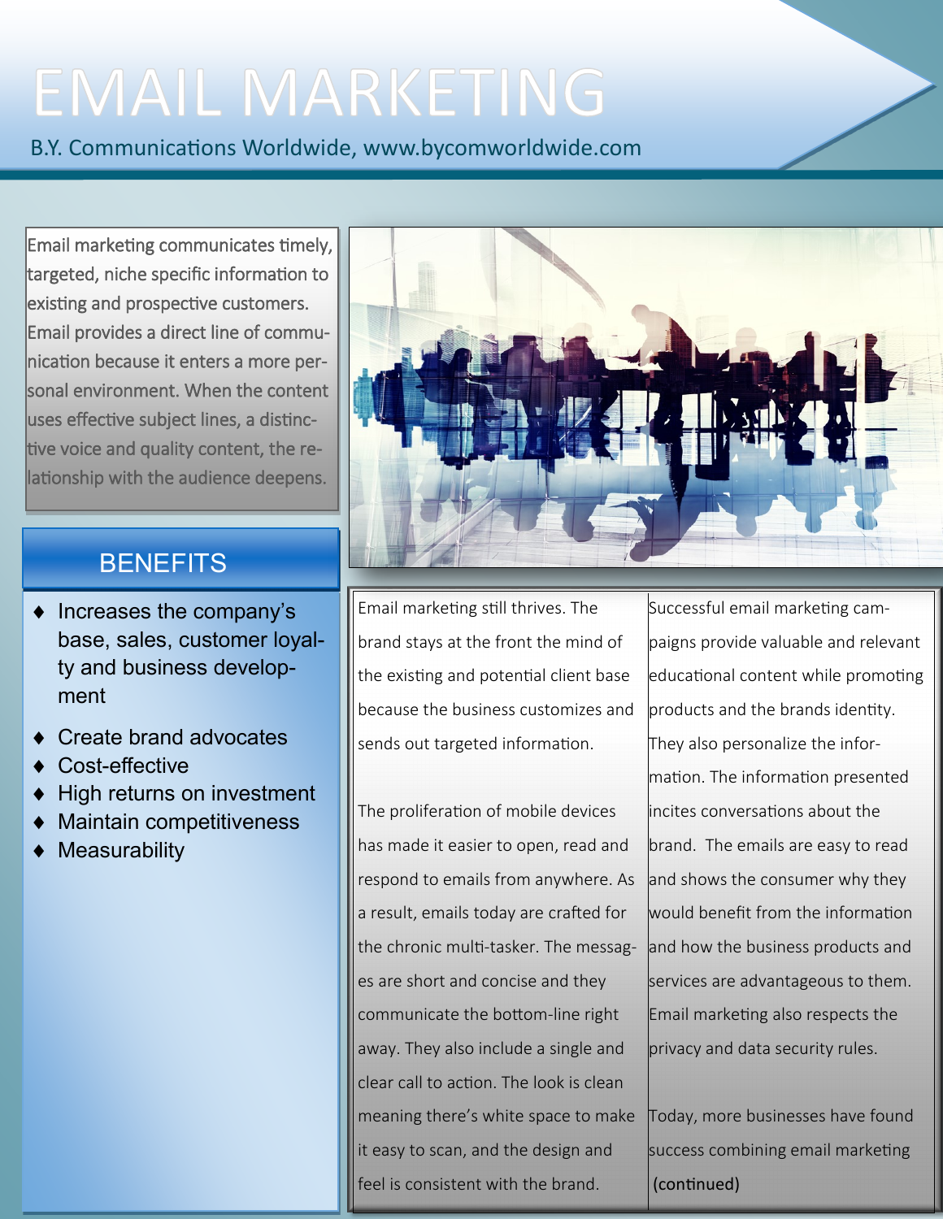# EMAIL MARKETING

B.Y. Communications Worldwide, www.bycomworldwide.com

Email marketing communicates timely, targeted, niche specific information to existing and prospective customers. Email provides a direct line of communication because it enters a more personal environment. When the content uses effective subject lines, a distinctive voice and quality content, the relationship with the audience deepens.

## BENEFITS

- Increases the company's base, sales, customer loyalty and business development
- Create brand advocates
- Cost-effective
- High returns on investment
- Maintain competitiveness
- Measurability

Email marketing still thrives. The brand stays at the front the mind of the existing and potential client base because the business customizes and sends out targeted information.

The proliferation of mobile devices has made it easier to open, read and respond to emails from anywhere. As a result, emails today are crafted for the chronic multi-tasker. The messages are short and concise and they communicate the bottom-line right away. They also include a single and clear call to action. The look is clean meaning there's white space to make it easy to scan, and the design and feel is consistent with the brand.

Successful email marketing campaigns provide valuable and relevant educational content while promoting products and the brands identity. They also personalize the information. The information presented incites conversations about the brand. The emails are easy to read and shows the consumer why they would benefit from the information and how the business products and services are advantageous to them. Email marketing also respects the privacy and data security rules.

Today, more businesses have found success combining email marketing (continued)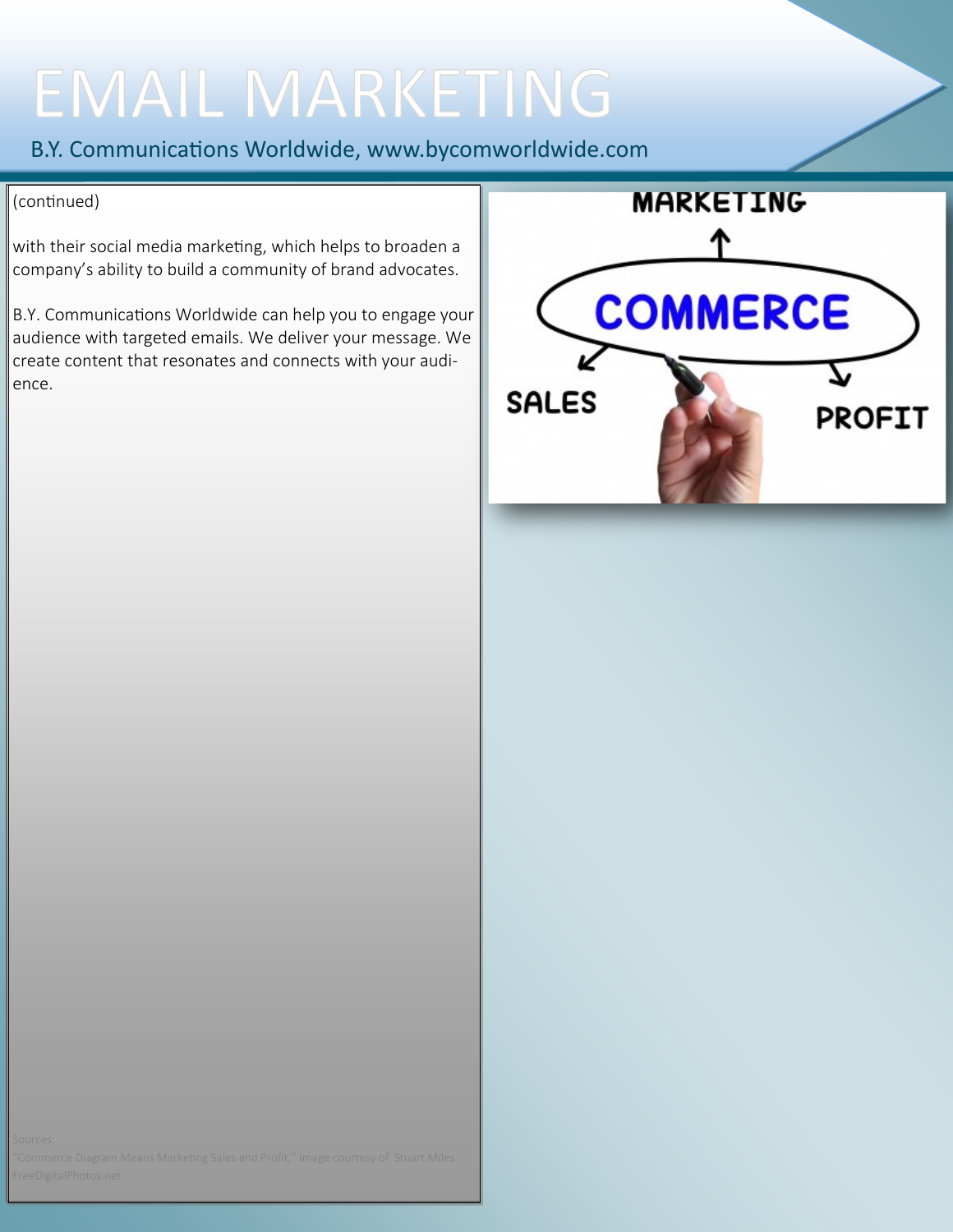# EMAIL MARKETING

B.Y. Communications Worldwide, www.bycomworldwide.com

(continued)

with their social media marketing, which helps to broaden a company's ability to build a community of brand advocates.

B.Y. Communications Worldwide can help you to engage your audience with targeted emails. We deliver your message. We create content that resonates and connects with your audience.

Sources:

"Commerce Diagram Means Marketing Sales and Profit," Image courtesy of Stuart Miles FreeDigitalPhotos.net